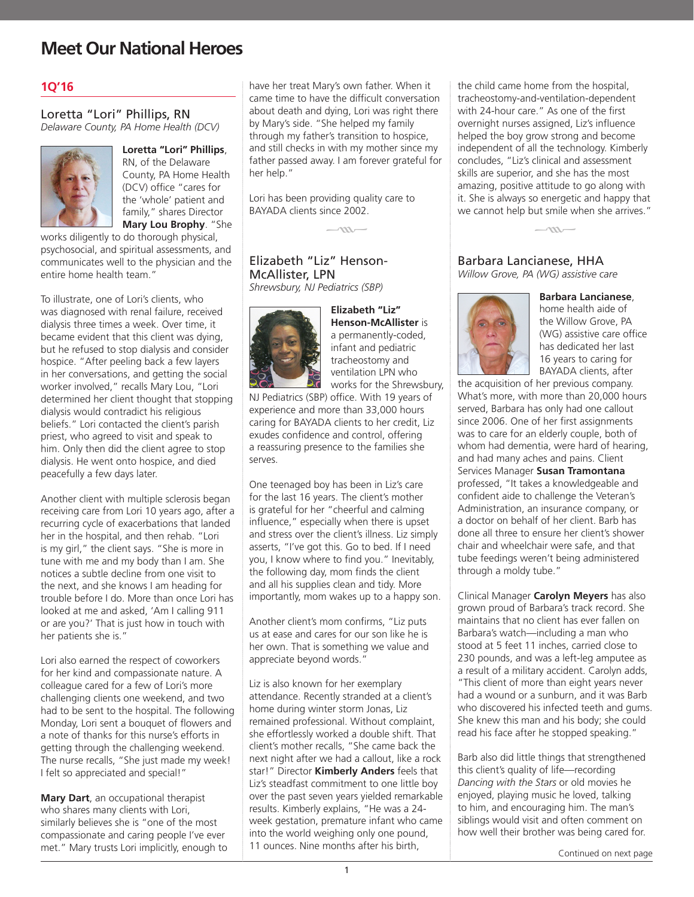# Meet Our National Heroes

## 1Q'16

### Loretta "Lori" Phillips, RN

*Delaware County, PA Home Health (DCV)*

**Loretta "Lori" Phillips**, RN, of the Delaware County, PA Home Health (DCV) office "cares for the 'whole' patient and family," shares Director **Mary Lou Brophy**. "She works diligently to do thorough physical, psychosocial, and spiritual assessments, and communicates well to the physician and the entire home health team."

To illustrate, one of Lori's clients, who was diagnosed with renal failure, received dialysis three times a week. Over time, it became evident that this client was dying, but he refused to stop dialysis and consider hospice. "After peeling back a few layers in her conversations, and getting the social worker involved," recalls Mary Lou, "Lori determined her client thought that stopping dialysis would contradict his religious beliefs." Lori contacted the client's parish priest, who agreed to visit and speak to him. Only then did the client agree to stop dialysis. He went onto hospice, and died peacefully a few days later.

Another client with multiple sclerosis began receiving care from Lori 10 years ago, after a recurring cycle of exacerbations that landed her in the hospital, and then rehab. "Lori is my girl," the client says. "She is more in tune with me and my body than I am. She notices a subtle decline from one visit to the next, and she knows I am heading for trouble before I do. More than once Lori has looked at me and asked, 'Am I calling 911 or are you?' That is just how in touch with her patients she is."

Lori also earned the respect of coworkers for her kind and compassionate nature. A colleague cared for a few of Lori's more challenging clients one weekend, and two had to be sent to the hospital. The following Monday, Lori sent a bouquet of flowers and a note of thanks for this nurse's efforts in getting through the challenging weekend. The nurse recalls, "She just made my week! I felt so appreciated and special!"

**Mary Dart**, an occupational therapist who shares many clients with Lori, similarly believes she is "one of the most compassionate and caring people I've ever met." Mary trusts Lori implicitly, enough to have her treat Mary's own father. When it came time to have the difficult conversation about death and dying, Lori was right there by Mary's side. "She helped my family through my father's transition to hospice, and still checks in with my mother since my father passed away. I am forever grateful for her help."

Lori has been providing quality care to BAYADA clients since 2002.

### Elizabeth "Liz" Henson-McAllister, LPN

*Shrewsbury, NJ Pediatrics (SBP)*

**Elizabeth "Liz" Henson-McAllister** is a permanently-coded, infant and pediatric tracheostomy and ventilation LPN who works for the Shrewsbury, NJ Pediatrics (SBP) office. With 19 years of experience and more than 33,000 hours caring for BAYADA clients to her credit, Liz exudes confidence and control, offering a reassuring presence to the families she serves.

One teenaged boy has been in Liz's care for the last 16 years. The client's mother is grateful for her "cheerful and calming influence," especially when there is upset and stress over the client's illness. Liz simply asserts, "I've got this. Go to bed. If I need you, I know where to find you." Inevitably, the following day, mom finds the client and all his supplies clean and tidy. More importantly, mom wakes up to a happy son.

Another client's mom confirms, "Liz puts us at ease and cares for our son like he is her own. That is something we value and appreciate beyond words."

Liz is also known for her exemplary attendance. Recently stranded at a client's home during winter storm Jonas, Liz remained professional. Without complaint, she effortlessly worked a double shift. That client's mother recalls, "She came back the next night after we had a callout, like a rock star!" Director **Kimberly Anders** feels that Liz's steadfast commitment to one little boy over the past seven years yielded remarkable results. Kimberly explains, "He was a 24-week gestation, premature infant who came into the world weighing only one pound, 11 ounces. Nine months after his birth, the child came home from the hospital, tracheostomy-and-ventilation-dependent with 24-hour care." As one of the first overnight nurses assigned, Liz's influence helped the boy grow strong and become independent of all the technology. Kimberly concludes, "Liz's clinical and assessment skills are superior, and she has the most amazing, positive attitude to go along with it. She is always so energetic and happy that we cannot help but smile when she arrives."

### Barbara Lancianese, HHA

*Willow Grove, PA (WG) assistive care*

**Barbara Lancianese**, home health aide of the Willow Grove, PA (WG) assistive care office has dedicated her last 16 years to caring for BAYADA clients, after the acquisition of her previous company. What's more, with more than 20,000 hours served, Barbara has only had one callout since 2006. One of her first assignments was to care for an elderly couple, both of whom had dementia, were hard of hearing, and had many aches and pains. Client Services Manager **Susan Tramontana** professed, "It takes a knowledgeable and confident aide to challenge the Veteran's Administration, an insurance company, or a doctor on behalf of her client. Barb has done all three to ensure her client's shower chair and wheelchair were safe, and that tube feedings weren't being administered through a moldy tube."

Clinical Manager **Carolyn Meyers** has also grown proud of Barbara's track record. She maintains that no client has ever fallen on Barbara's watch—including a man who stood at 5 feet 11 inches, carried close to 230 pounds, and was a left-leg amputee as a result of a military accident. Carolyn adds, "This client of more than eight years never had a wound or a sunburn, and it was Barb who discovered his infected teeth and gums. She knew this man and his body; she could read his face after he stopped speaking."

Barb also did little things that strengthened this client's quality of life—recording *Dancing with the Stars* or old movies he enjoyed, playing music he loved, talking to him, and encouraging him. The man's siblings would visit and often comment on how well their brother was being cared for.

Continued on next page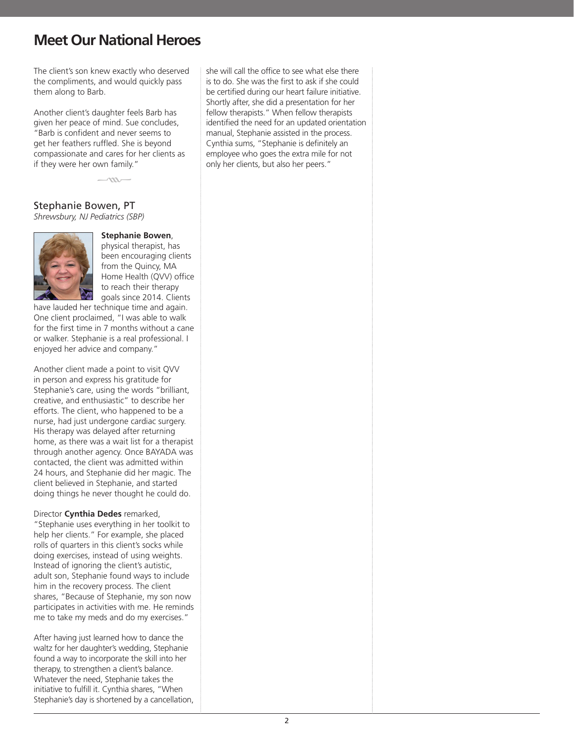# Meet Our National Heroes

The client's son knew exactly who deserved the compliments, and would quickly pass them along to Barb.

Another client's daughter feels Barb has given her peace of mind. Sue concludes, "Barb is confident and never seems to get her feathers ruffled. She is beyond compassionate and cares for her clients as if they were her own family."

## Stephanie Bowen, PT

*Shrewsbury, NJ Pediatrics (SBP)*

**Stephanie Bowen**, physical therapist, has been encouraging clients from the Quincy, MA Home Health (QVV) office to reach their therapy goals since 2014. Clients have lauded her technique time and again. One client proclaimed, "I was able to walk for the first time in 7 months without a cane or walker. Stephanie is a real professional. I enjoyed her advice and company."

Another client made a point to visit QVV in person and express his gratitude for Stephanie's care, using the words "brilliant, creative, and enthusiastic" to describe her efforts. The client, who happened to be a nurse, had just undergone cardiac surgery. His therapy was delayed after returning home, as there was a wait list for a therapist through another agency. Once BAYADA was contacted, the client was admitted within 24 hours, and Stephanie did her magic. The client believed in Stephanie, and started doing things he never thought he could do.

Director **Cynthia Dedes** remarked, "Stephanie uses everything in her toolkit to help her clients." For example, she placed rolls of quarters in this client's socks while doing exercises, instead of using weights. Instead of ignoring the client's autistic, adult son, Stephanie found ways to include him in the recovery process. The client shares, "Because of Stephanie, my son now participates in activities with me. He reminds me to take my meds and do my exercises."

After having just learned how to dance the waltz for her daughter's wedding, Stephanie found a way to incorporate the skill into her therapy, to strengthen a client's balance. Whatever the need, Stephanie takes the initiative to fulfill it. Cynthia shares, "When Stephanie's day is shortened by a cancellation, she will call the office to see what else there is to do. She was the first to ask if she could be certified during our heart failure initiative. Shortly after, she did a presentation for her fellow therapists." When fellow therapists identified the need for an updated orientation manual, Stephanie assisted in the process. Cynthia sums, "Stephanie is definitely an employee who goes the extra mile for not only her clients, but also her peers."